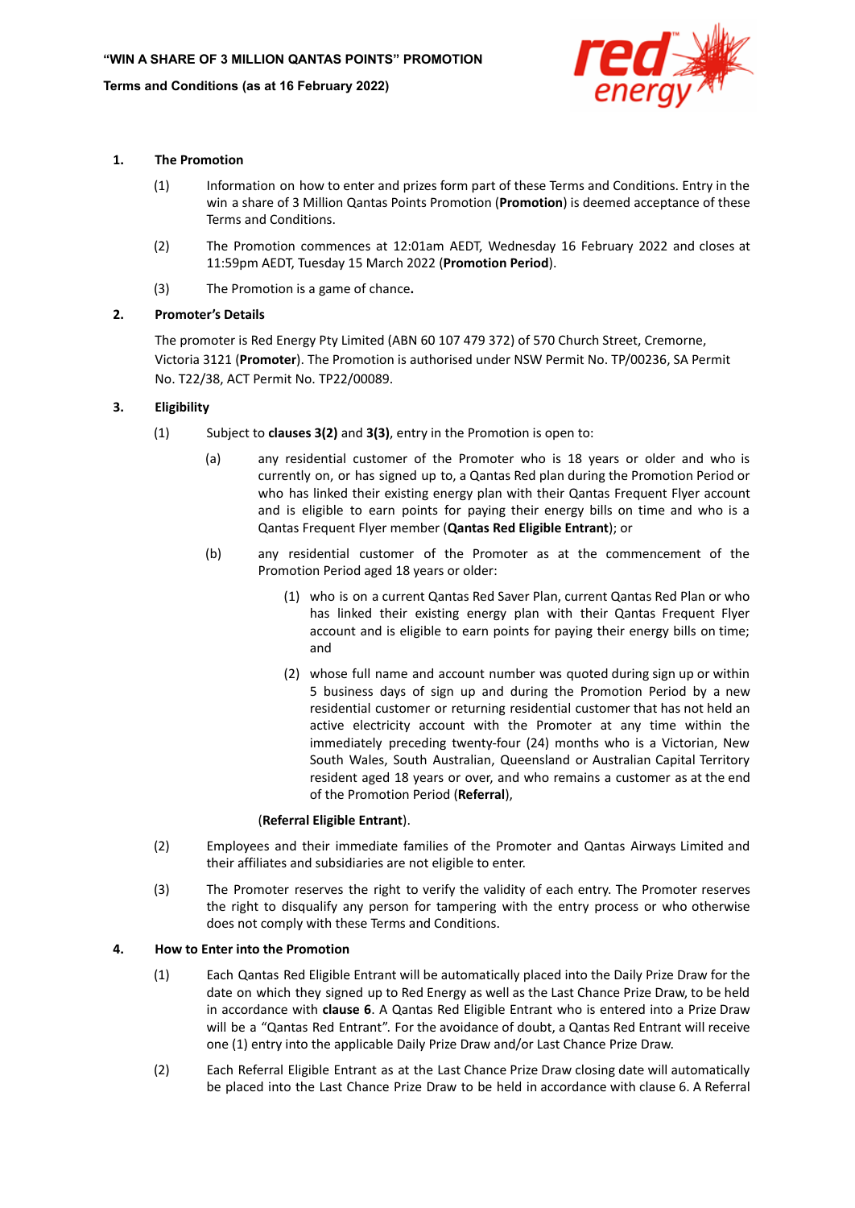**"WIN A SHARE OF 3 MILLION QANTAS POINTS" PROMOTION**

**Terms and Conditions (as at 16 February 2022)**

## 1. The Promotion

(1) Information on how to enter and prizes form part of these Terms and Conditions. Entry in the win a share of 3 Million Qantas Points Promotion (**Promotion**) is deemed acceptance of these Terms and Conditions.

(2) The Promotion commences at 12:01am AEDT, Wednesday 16 February 2022 and closes at 11:59pm AEDT, Tuesday 15 March 2022 (**Promotion Period**).

(3) The Promotion is a game of chance**.**

## 2. Promoter's Details

The promoter is Red Energy Pty Limited (ABN 60 107 479 372) of 570 Church Street, Cremorne, Victoria 3121 (**Promoter**). The Promotion is authorised under NSW Permit No. TP/00236, SA Permit No. T22/38, ACT Permit No. TP22/00089.

## 3. Eligibility

(1) Subject to **clauses 3(2)** and **3(3)**, entry in the Promotion is open to:

(a) any residential customer of the Promoter who is 18 years or older and who is currently on, or has signed up to, a Qantas Red plan during the Promotion Period or who has linked their existing energy plan with their Qantas Frequent Flyer account and is eligible to earn points for paying their energy bills on time and who is a Qantas Frequent Flyer member (**Qantas Red Eligible Entrant**); or

(b) any residential customer of the Promoter as at the commencement of the Promotion Period aged 18 years or older:

(1) who is on a current Qantas Red Saver Plan, current Qantas Red Plan or who has linked their existing energy plan with their Qantas Frequent Flyer account and is eligible to earn points for paying their energy bills on time; and

(2) whose full name and account number was quoted during sign up or within 5 business days of sign up and during the Promotion Period by a new residential customer or returning residential customer that has not held an active electricity account with the Promoter at any time within the immediately preceding twenty-four (24) months who is a Victorian, New South Wales, South Australian, Queensland or Australian Capital Territory resident aged 18 years or over, and who remains a customer as at the end of the Promotion Period (**Referral**),

(**Referral Eligible Entrant**).

(2) Employees and their immediate families of the Promoter and Qantas Airways Limited and their affiliates and subsidiaries are not eligible to enter.

(3) The Promoter reserves the right to verify the validity of each entry. The Promoter reserves the right to disqualify any person for tampering with the entry process or who otherwise does not comply with these Terms and Conditions.

## 4. How to Enter into the Promotion

(1) Each Qantas Red Eligible Entrant will be automatically placed into the Daily Prize Draw for the date on which they signed up to Red Energy as well as the Last Chance Prize Draw, to be held in accordance with **clause 6**. A Qantas Red Eligible Entrant who is entered into a Prize Draw will be a "Qantas Red Entrant". For the avoidance of doubt, a Qantas Red Entrant will receive one (1) entry into the applicable Daily Prize Draw and/or Last Chance Prize Draw.

(2) Each Referral Eligible Entrant as at the Last Chance Prize Draw closing date will automatically be placed into the Last Chance Prize Draw to be held in accordance with clause 6. A Referral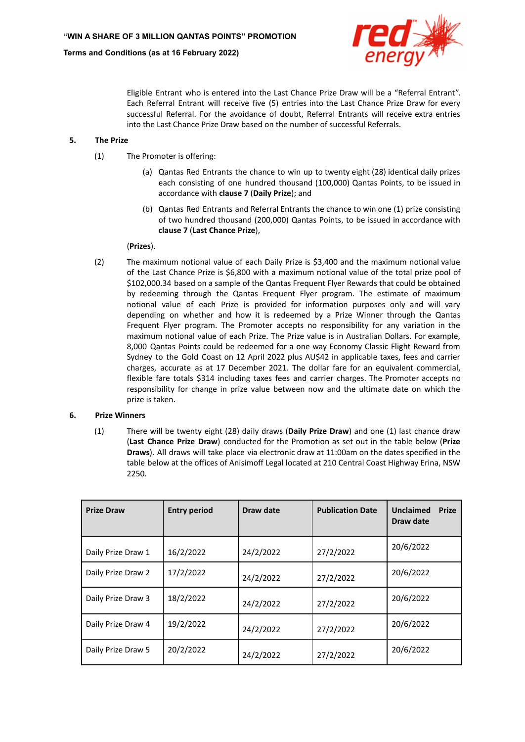Eligible Entrant who is entered into the Last Chance Prize Draw will be a "Referral Entrant". Each Referral Entrant will receive five (5) entries into the Last Chance Prize Draw for every successful Referral. For the avoidance of doubt, Referral Entrants will receive extra entries into the Last Chance Prize Draw based on the number of successful Referrals.

**5. The Prize**

(1) The Promoter is offering:

(a) Qantas Red Entrants the chance to win up to twenty eight (28) identical daily prizes each consisting of one hundred thousand (100,000) Qantas Points, to be issued in accordance with **clause 7** (**Daily Prize**); and

(b) Qantas Red Entrants and Referral Entrants the chance to win one (1) prize consisting of two hundred thousand (200,000) Qantas Points, to be issued in accordance with **clause 7** (**Last Chance Prize**),

(**Prizes**).

(2) The maximum notional value of each Daily Prize is $3,400 and the maximum notional value of the Last Chance Prize is $6,800 with a maximum notional value of the total prize pool of $102,000.34 based on a sample of the Qantas Frequent Flyer Rewards that could be obtained by redeeming through the Qantas Frequent Flyer program. The estimate of maximum notional value of each Prize is provided for information purposes only and will vary depending on whether and how it is redeemed by a Prize Winner through the Qantas Frequent Flyer program. The Promoter accepts no responsibility for any variation in the maximum notional value of each Prize. The Prize value is in Australian Dollars. For example, 8,000 Qantas Points could be redeemed for a one way Economy Classic Flight Reward from Sydney to the Gold Coast on 12 April 2022 plus AU$42 in applicable taxes, fees and carrier charges, accurate as at 17 December 2021. The dollar fare for an equivalent commercial, flexible fare totals $314 including taxes fees and carrier charges. The Promoter accepts no responsibility for change in prize value between now and the ultimate date on which the prize is taken.

**6. Prize Winners**

(1) There will be twenty eight (28) daily draws (**Daily Prize Draw**) and one (1) last chance draw (**Last Chance Prize Draw**) conducted for the Promotion as set out in the table below (**Prize Draws**). All draws will take place via electronic draw at 11:00am on the dates specified in the table below at the offices of Anisimoff Legal located at 210 Central Coast Highway Erina, NSW 2250.

| Prize Draw | Entry period | Draw date | Publication Date | Unclaimed Prize Draw date |
|---|---|---|---|---|
| Daily Prize Draw 1 | 16/2/2022 | 24/2/2022 | 27/2/2022 | 20/6/2022 |
| Daily Prize Draw 2 | 17/2/2022 | 24/2/2022 | 27/2/2022 | 20/6/2022 |
| Daily Prize Draw 3 | 18/2/2022 | 24/2/2022 | 27/2/2022 | 20/6/2022 |
| Daily Prize Draw 4 | 19/2/2022 | 24/2/2022 | 27/2/2022 | 20/6/2022 |
| Daily Prize Draw 5 | 20/2/2022 | 24/2/2022 | 27/2/2022 | 20/6/2022 |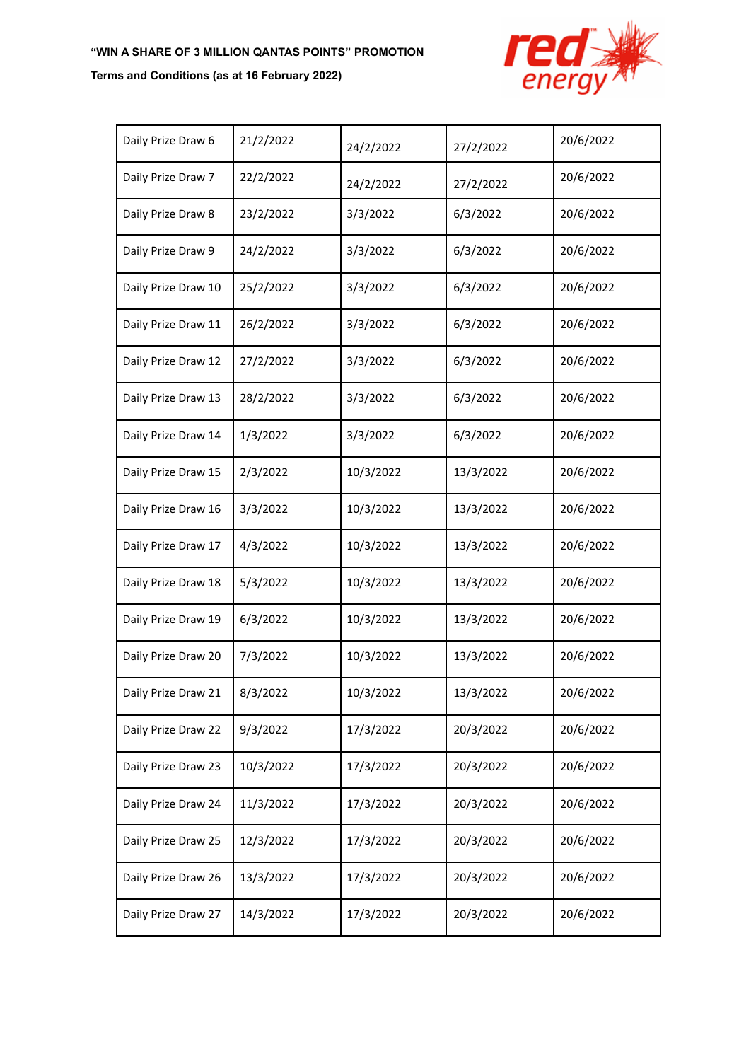| Daily Prize Draw 6 | 21/2/2022 | 24/2/2022 | 27/2/2022 | 20/6/2022 |
|---|---|---|---|---|
| Daily Prize Draw 7 | 22/2/2022 | 24/2/2022 | 27/2/2022 | 20/6/2022 |
| Daily Prize Draw 8 | 23/2/2022 | 3/3/2022 | 6/3/2022 | 20/6/2022 |
| Daily Prize Draw 9 | 24/2/2022 | 3/3/2022 | 6/3/2022 | 20/6/2022 |
| Daily Prize Draw 10 | 25/2/2022 | 3/3/2022 | 6/3/2022 | 20/6/2022 |
| Daily Prize Draw 11 | 26/2/2022 | 3/3/2022 | 6/3/2022 | 20/6/2022 |
| Daily Prize Draw 12 | 27/2/2022 | 3/3/2022 | 6/3/2022 | 20/6/2022 |
| Daily Prize Draw 13 | 28/2/2022 | 3/3/2022 | 6/3/2022 | 20/6/2022 |
| Daily Prize Draw 14 | 1/3/2022 | 3/3/2022 | 6/3/2022 | 20/6/2022 |
| Daily Prize Draw 15 | 2/3/2022 | 10/3/2022 | 13/3/2022 | 20/6/2022 |
| Daily Prize Draw 16 | 3/3/2022 | 10/3/2022 | 13/3/2022 | 20/6/2022 |
| Daily Prize Draw 17 | 4/3/2022 | 10/3/2022 | 13/3/2022 | 20/6/2022 |
| Daily Prize Draw 18 | 5/3/2022 | 10/3/2022 | 13/3/2022 | 20/6/2022 |
| Daily Prize Draw 19 | 6/3/2022 | 10/3/2022 | 13/3/2022 | 20/6/2022 |
| Daily Prize Draw 20 | 7/3/2022 | 10/3/2022 | 13/3/2022 | 20/6/2022 |
| Daily Prize Draw 21 | 8/3/2022 | 10/3/2022 | 13/3/2022 | 20/6/2022 |
| Daily Prize Draw 22 | 9/3/2022 | 17/3/2022 | 20/3/2022 | 20/6/2022 |
| Daily Prize Draw 23 | 10/3/2022 | 17/3/2022 | 20/3/2022 | 20/6/2022 |
| Daily Prize Draw 24 | 11/3/2022 | 17/3/2022 | 20/3/2022 | 20/6/2022 |
| Daily Prize Draw 25 | 12/3/2022 | 17/3/2022 | 20/3/2022 | 20/6/2022 |
| Daily Prize Draw 26 | 13/3/2022 | 17/3/2022 | 20/3/2022 | 20/6/2022 |
| Daily Prize Draw 27 | 14/3/2022 | 17/3/2022 | 20/3/2022 | 20/6/2022 |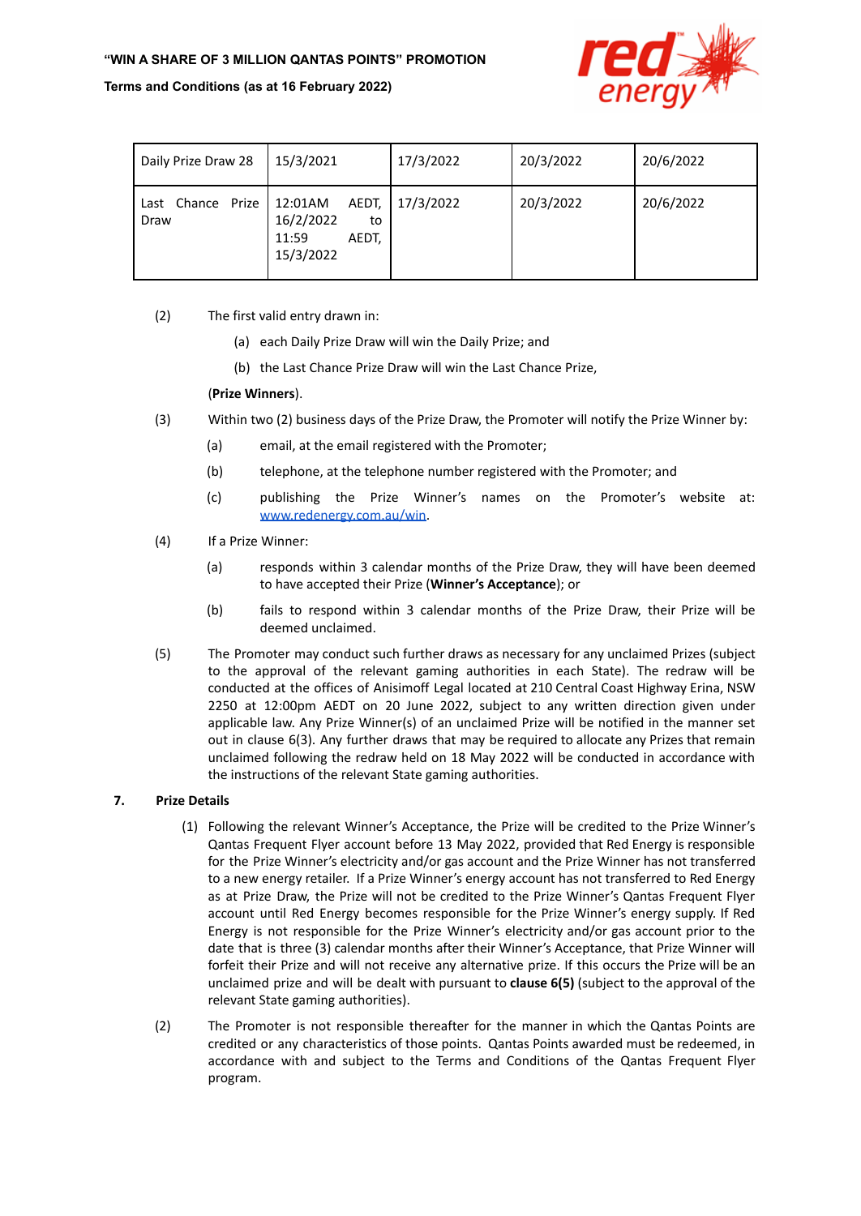| Daily Prize Draw 28 | 15/3/2021 | 17/3/2022 | 20/3/2022 | 20/6/2022 |
|---|---|---|---|---|
| Last Chance Prize Draw | 12:01AM AEDT, 16/2/2022 to 11:59 AEDT, 15/3/2022 | 17/3/2022 | 20/3/2022 | 20/6/2022 |

(2) The first valid entry drawn in:

(a) each Daily Prize Draw will win the Daily Prize; and

(b) the Last Chance Prize Draw will win the Last Chance Prize,

(**Prize Winners**).

(3) Within two (2) business days of the Prize Draw, the Promoter will notify the Prize Winner by:

(a) email, at the email registered with the Promoter;

(b) telephone, at the telephone number registered with the Promoter; and

(c) publishing the Prize Winner's names on the Promoter's website at: www.redenergy.com.au/win.

(4) If a Prize Winner:

(a) responds within 3 calendar months of the Prize Draw, they will have been deemed to have accepted their Prize (**Winner's Acceptance**); or

(b) fails to respond within 3 calendar months of the Prize Draw, their Prize will be deemed unclaimed.

(5) The Promoter may conduct such further draws as necessary for any unclaimed Prizes (subject to the approval of the relevant gaming authorities in each State). The redraw will be conducted at the offices of Anisimoff Legal located at 210 Central Coast Highway Erina, NSW 2250 at 12:00pm AEDT on 20 June 2022, subject to any written direction given under applicable law. Any Prize Winner(s) of an unclaimed Prize will be notified in the manner set out in clause 6(3). Any further draws that may be required to allocate any Prizes that remain unclaimed following the redraw held on 18 May 2022 will be conducted in accordance with the instructions of the relevant State gaming authorities.

## 7. Prize Details

(1) Following the relevant Winner's Acceptance, the Prize will be credited to the Prize Winner's Qantas Frequent Flyer account before 13 May 2022, provided that Red Energy is responsible for the Prize Winner's electricity and/or gas account and the Prize Winner has not transferred to a new energy retailer. If a Prize Winner's energy account has not transferred to Red Energy as at Prize Draw, the Prize will not be credited to the Prize Winner's Qantas Frequent Flyer account until Red Energy becomes responsible for the Prize Winner's energy supply. If Red Energy is not responsible for the Prize Winner's electricity and/or gas account prior to the date that is three (3) calendar months after their Winner's Acceptance, that Prize Winner will forfeit their Prize and will not receive any alternative prize. If this occurs the Prize will be an unclaimed prize and will be dealt with pursuant to **clause 6(5)** (subject to the approval of the relevant State gaming authorities).

(2) The Promoter is not responsible thereafter for the manner in which the Qantas Points are credited or any characteristics of those points. Qantas Points awarded must be redeemed, in accordance with and subject to the Terms and Conditions of the Qantas Frequent Flyer program.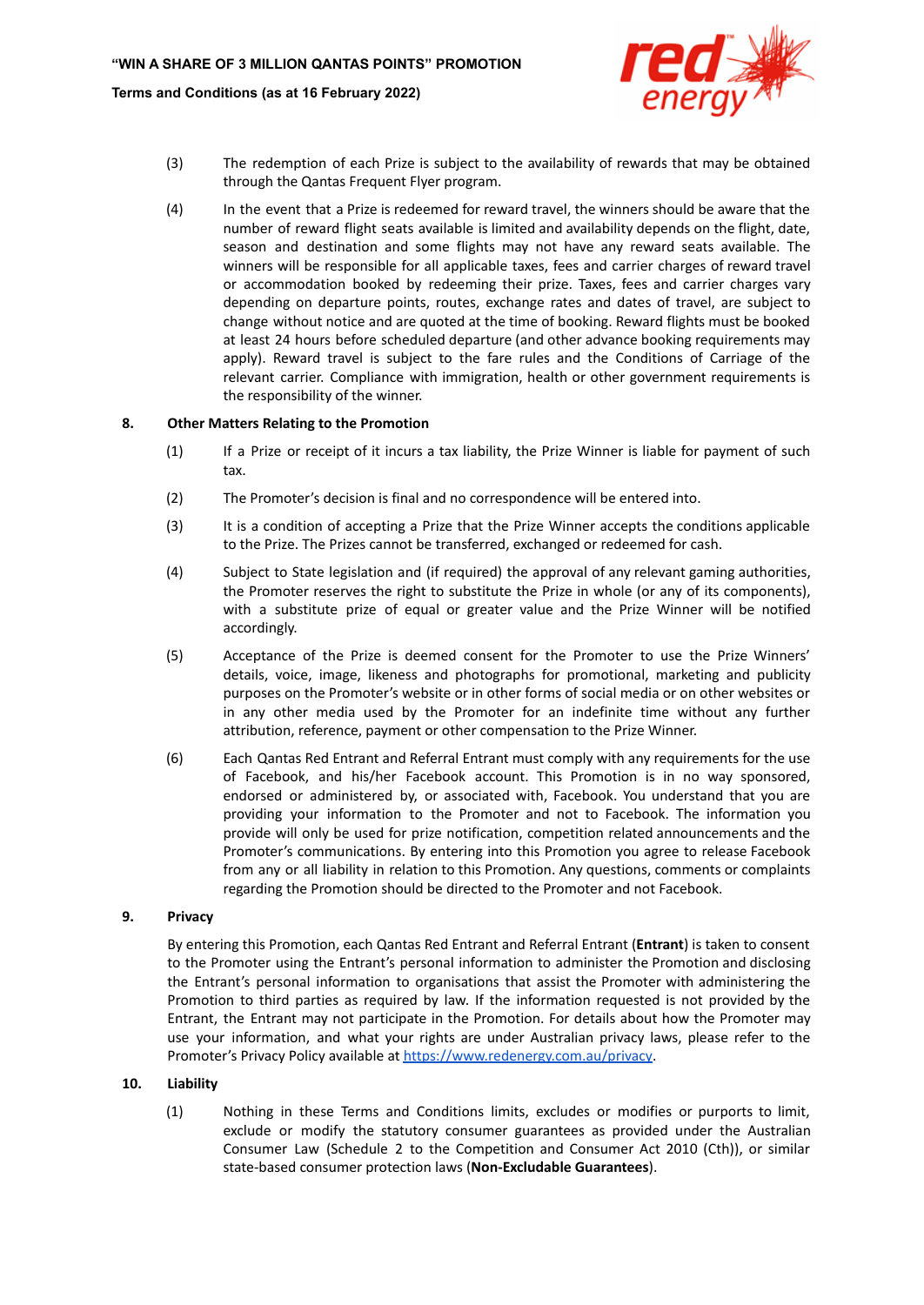(3) The redemption of each Prize is subject to the availability of rewards that may be obtained through the Qantas Frequent Flyer program.

(4) In the event that a Prize is redeemed for reward travel, the winners should be aware that the number of reward flight seats available is limited and availability depends on the flight, date, season and destination and some flights may not have any reward seats available. The winners will be responsible for all applicable taxes, fees and carrier charges of reward travel or accommodation booked by redeeming their prize. Taxes, fees and carrier charges vary depending on departure points, routes, exchange rates and dates of travel, are subject to change without notice and are quoted at the time of booking. Reward flights must be booked at least 24 hours before scheduled departure (and other advance booking requirements may apply). Reward travel is subject to the fare rules and the Conditions of Carriage of the relevant carrier. Compliance with immigration, health or other government requirements is the responsibility of the winner.

## 8. Other Matters Relating to the Promotion

(1) If a Prize or receipt of it incurs a tax liability, the Prize Winner is liable for payment of such tax.

(2) The Promoter's decision is final and no correspondence will be entered into.

(3) It is a condition of accepting a Prize that the Prize Winner accepts the conditions applicable to the Prize. The Prizes cannot be transferred, exchanged or redeemed for cash.

(4) Subject to State legislation and (if required) the approval of any relevant gaming authorities, the Promoter reserves the right to substitute the Prize in whole (or any of its components), with a substitute prize of equal or greater value and the Prize Winner will be notified accordingly.

(5) Acceptance of the Prize is deemed consent for the Promoter to use the Prize Winners' details, voice, image, likeness and photographs for promotional, marketing and publicity purposes on the Promoter's website or in other forms of social media or on other websites or in any other media used by the Promoter for an indefinite time without any further attribution, reference, payment or other compensation to the Prize Winner.

(6) Each Qantas Red Entrant and Referral Entrant must comply with any requirements for the use of Facebook, and his/her Facebook account. This Promotion is in no way sponsored, endorsed or administered by, or associated with, Facebook. You understand that you are providing your information to the Promoter and not to Facebook. The information you provide will only be used for prize notification, competition related announcements and the Promoter's communications. By entering into this Promotion you agree to release Facebook from any or all liability in relation to this Promotion. Any questions, comments or complaints regarding the Promotion should be directed to the Promoter and not Facebook.

## 9. Privacy

By entering this Promotion, each Qantas Red Entrant and Referral Entrant (**Entrant**) is taken to consent to the Promoter using the Entrant's personal information to administer the Promotion and disclosing the Entrant's personal information to organisations that assist the Promoter with administering the Promotion to third parties as required by law. If the information requested is not provided by the Entrant, the Entrant may not participate in the Promotion. For details about how the Promoter may use your information, and what your rights are under Australian privacy laws, please refer to the Promoter's Privacy Policy available at [https://www.redenergy.com.au/privacy](https://www.redenergy.com.au/privacy).

## 10. Liability

(1) Nothing in these Terms and Conditions limits, excludes or modifies or purports to limit, exclude or modify the statutory consumer guarantees as provided under the Australian Consumer Law (Schedule 2 to the Competition and Consumer Act 2010 (Cth)), or similar state-based consumer protection laws (**Non-Excludable Guarantees**).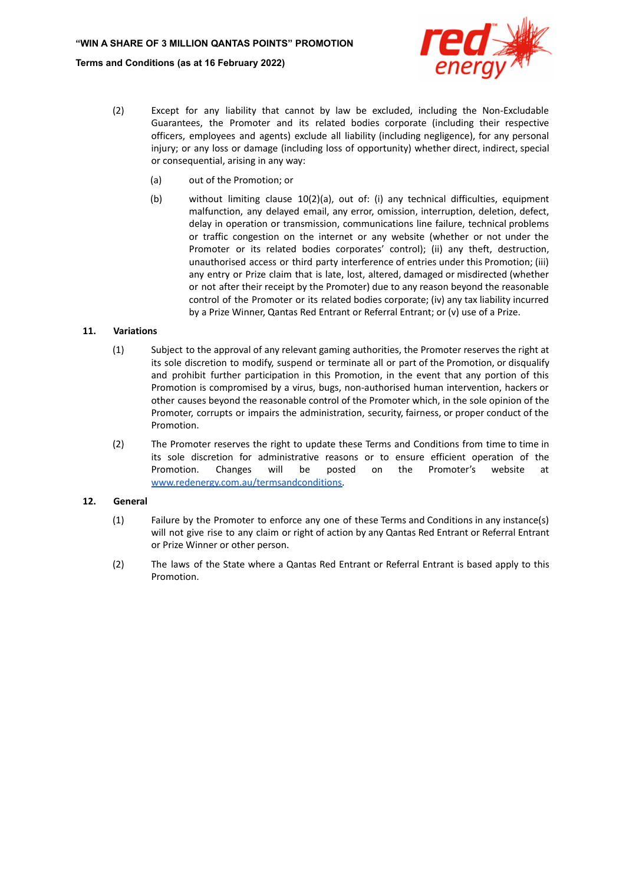(2) Except for any liability that cannot by law be excluded, including the Non-Excludable Guarantees, the Promoter and its related bodies corporate (including their respective officers, employees and agents) exclude all liability (including negligence), for any personal injury; or any loss or damage (including loss of opportunity) whether direct, indirect, special or consequential, arising in any way:

(a) out of the Promotion; or

(b) without limiting clause 10(2)(a), out of: (i) any technical difficulties, equipment malfunction, any delayed email, any error, omission, interruption, deletion, defect, delay in operation or transmission, communications line failure, technical problems or traffic congestion on the internet or any website (whether or not under the Promoter or its related bodies corporates' control); (ii) any theft, destruction, unauthorised access or third party interference of entries under this Promotion; (iii) any entry or Prize claim that is late, lost, altered, damaged or misdirected (whether or not after their receipt by the Promoter) due to any reason beyond the reasonable control of the Promoter or its related bodies corporate; (iv) any tax liability incurred by a Prize Winner, Qantas Red Entrant or Referral Entrant; or (v) use of a Prize.

## 11. Variations

(1) Subject to the approval of any relevant gaming authorities, the Promoter reserves the right at its sole discretion to modify, suspend or terminate all or part of the Promotion, or disqualify and prohibit further participation in this Promotion, in the event that any portion of this Promotion is compromised by a virus, bugs, non-authorised human intervention, hackers or other causes beyond the reasonable control of the Promoter which, in the sole opinion of the Promoter, corrupts or impairs the administration, security, fairness, or proper conduct of the Promotion.

(2) The Promoter reserves the right to update these Terms and Conditions from time to time in its sole discretion for administrative reasons or to ensure efficient operation of the Promotion. Changes will be posted on the Promoter's website at www.redenergy.com.au/termsandconditions.

## 12. General

(1) Failure by the Promoter to enforce any one of these Terms and Conditions in any instance(s) will not give rise to any claim or right of action by any Qantas Red Entrant or Referral Entrant or Prize Winner or other person.

(2) The laws of the State where a Qantas Red Entrant or Referral Entrant is based apply to this Promotion.